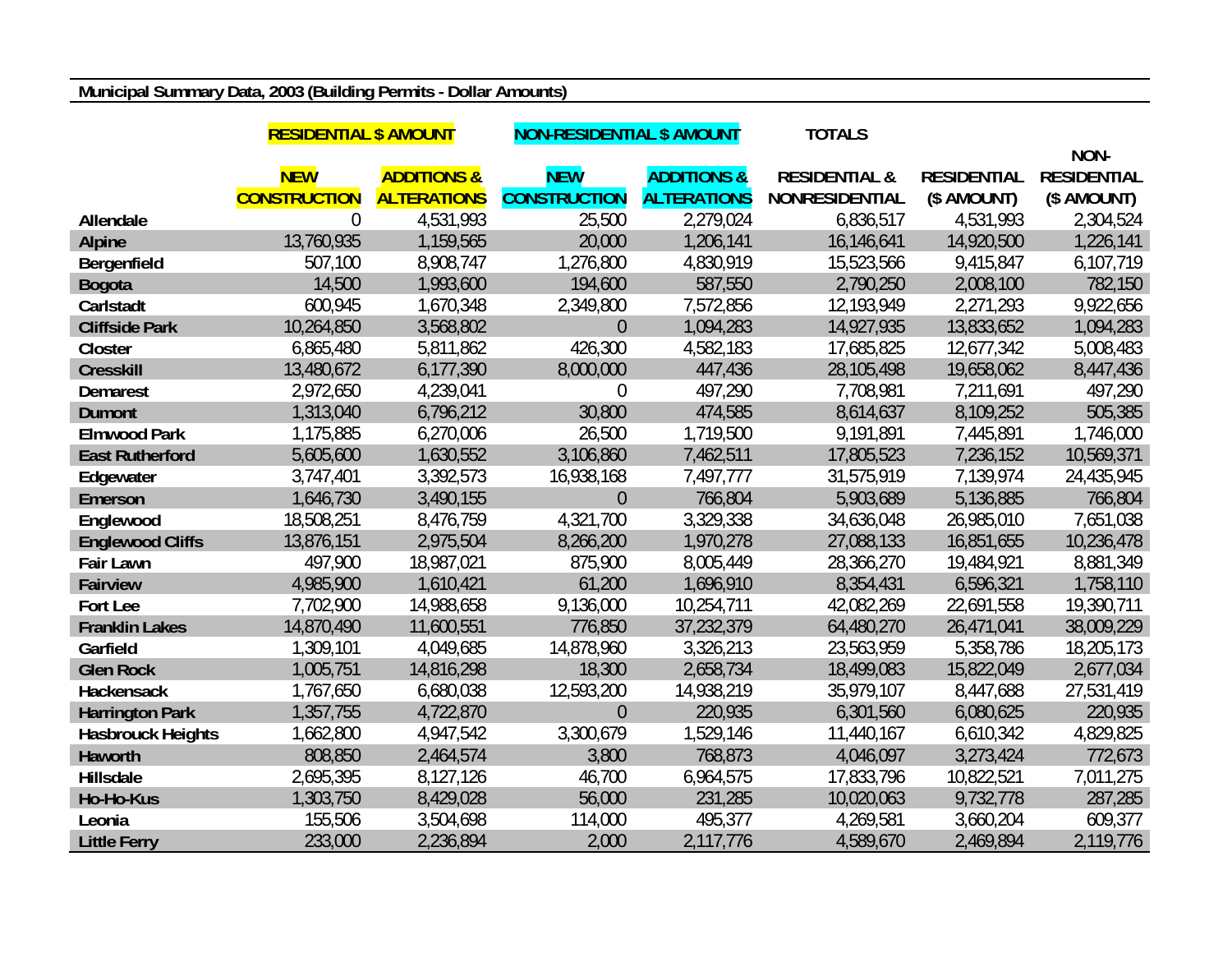**Municipal Summary Data, 2003 (Building Permits - Dollar Amounts)**

| | RESIDENTIAL $ AMOUNT | | NON-RESIDENTIAL $ AMOUNT | | TOTALS | | |
|---|---|---|---|---|---|---|---|
| | NEW CONSTRUCTION | ADDITIONS & ALTERATIONS | NEW CONSTRUCTION | ADDITIONS & ALTERATIONS | RESIDENTIAL & NONRESIDENTIAL | RESIDENTIAL ($ AMOUNT) | NON-RESIDENTIAL ($ AMOUNT) |
| Allendale | 0 | 4,531,993 | 25,500 | 2,279,024 | 6,836,517 | 4,531,993 | 2,304,524 |
| Alpine | 13,760,935 | 1,159,565 | 20,000 | 1,206,141 | 16,146,641 | 14,920,500 | 1,226,141 |
| Bergenfield | 507,100 | 8,908,747 | 1,276,800 | 4,830,919 | 15,523,566 | 9,415,847 | 6,107,719 |
| Bogota | 14,500 | 1,993,600 | 194,600 | 587,550 | 2,790,250 | 2,008,100 | 782,150 |
| Carlstadt | 600,945 | 1,670,348 | 2,349,800 | 7,572,856 | 12,193,949 | 2,271,293 | 9,922,656 |
| Cliffside Park | 10,264,850 | 3,568,802 | 0 | 1,094,283 | 14,927,935 | 13,833,652 | 1,094,283 |
| Closter | 6,865,480 | 5,811,862 | 426,300 | 4,582,183 | 17,685,825 | 12,677,342 | 5,008,483 |
| Cresskill | 13,480,672 | 6,177,390 | 8,000,000 | 447,436 | 28,105,498 | 19,658,062 | 8,447,436 |
| Demarest | 2,972,650 | 4,239,041 | 0 | 497,290 | 7,708,981 | 7,211,691 | 497,290 |
| Dumont | 1,313,040 | 6,796,212 | 30,800 | 474,585 | 8,614,637 | 8,109,252 | 505,385 |
| Elmwood Park | 1,175,885 | 6,270,006 | 26,500 | 1,719,500 | 9,191,891 | 7,445,891 | 1,746,000 |
| East Rutherford | 5,605,600 | 1,630,552 | 3,106,860 | 7,462,511 | 17,805,523 | 7,236,152 | 10,569,371 |
| Edgewater | 3,747,401 | 3,392,573 | 16,938,168 | 7,497,777 | 31,575,919 | 7,139,974 | 24,435,945 |
| Emerson | 1,646,730 | 3,490,155 | 0 | 766,804 | 5,903,689 | 5,136,885 | 766,804 |
| Englewood | 18,508,251 | 8,476,759 | 4,321,700 | 3,329,338 | 34,636,048 | 26,985,010 | 7,651,038 |
| Englewood Cliffs | 13,876,151 | 2,975,504 | 8,266,200 | 1,970,278 | 27,088,133 | 16,851,655 | 10,236,478 |
| Fair Lawn | 497,900 | 18,987,021 | 875,900 | 8,005,449 | 28,366,270 | 19,484,921 | 8,881,349 |
| Fairview | 4,985,900 | 1,610,421 | 61,200 | 1,696,910 | 8,354,431 | 6,596,321 | 1,758,110 |
| Fort Lee | 7,702,900 | 14,988,658 | 9,136,000 | 10,254,711 | 42,082,269 | 22,691,558 | 19,390,711 |
| Franklin Lakes | 14,870,490 | 11,600,551 | 776,850 | 37,232,379 | 64,480,270 | 26,471,041 | 38,009,229 |
| Garfield | 1,309,101 | 4,049,685 | 14,878,960 | 3,326,213 | 23,563,959 | 5,358,786 | 18,205,173 |
| Glen Rock | 1,005,751 | 14,816,298 | 18,300 | 2,658,734 | 18,499,083 | 15,822,049 | 2,677,034 |
| Hackensack | 1,767,650 | 6,680,038 | 12,593,200 | 14,938,219 | 35,979,107 | 8,447,688 | 27,531,419 |
| Harrington Park | 1,357,755 | 4,722,870 | 0 | 220,935 | 6,301,560 | 6,080,625 | 220,935 |
| Hasbrouck Heights | 1,662,800 | 4,947,542 | 3,300,679 | 1,529,146 | 11,440,167 | 6,610,342 | 4,829,825 |
| Haworth | 808,850 | 2,464,574 | 3,800 | 768,873 | 4,046,097 | 3,273,424 | 772,673 |
| Hillsdale | 2,695,395 | 8,127,126 | 46,700 | 6,964,575 | 17,833,796 | 10,822,521 | 7,011,275 |
| Ho-Ho-Kus | 1,303,750 | 8,429,028 | 56,000 | 231,285 | 10,020,063 | 9,732,778 | 287,285 |
| Leonia | 155,506 | 3,504,698 | 114,000 | 495,377 | 4,269,581 | 3,660,204 | 609,377 |
| Little Ferry | 233,000 | 2,236,894 | 2,000 | 2,117,776 | 4,589,670 | 2,469,894 | 2,119,776 |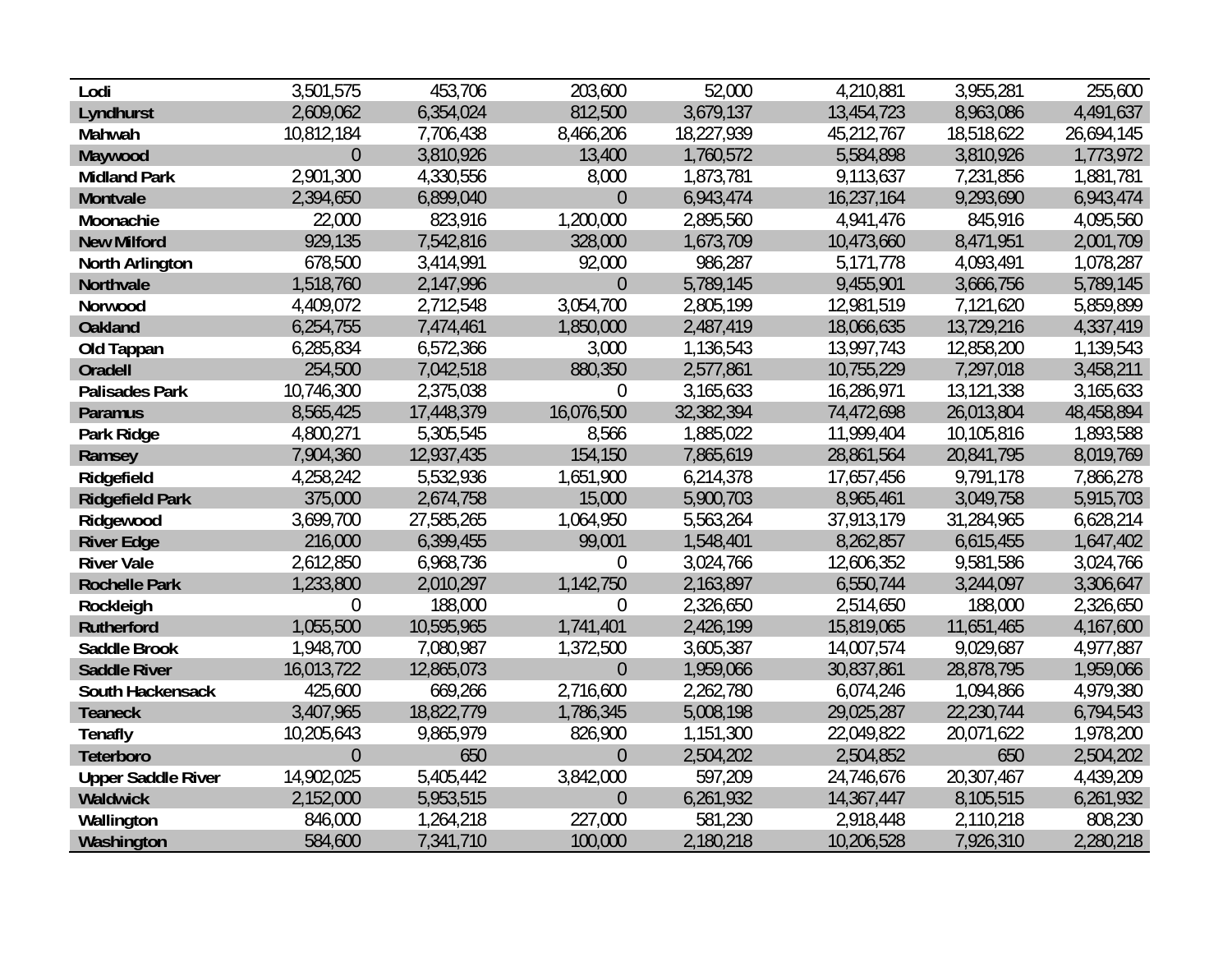| | | | | | | | |
|---|---|---|---|---|---|---|---|
| **Lodi** | 3,501,575 | 453,706 | 203,600 | 52,000 | 4,210,881 | 3,955,281 | 255,600 |
| **Lyndhurst** | 2,609,062 | 6,354,024 | 812,500 | 3,679,137 | 13,454,723 | 8,963,086 | 4,491,637 |
| **Mahwah** | 10,812,184 | 7,706,438 | 8,466,206 | 18,227,939 | 45,212,767 | 18,518,622 | 26,694,145 |
| **Maywood** | 0 | 3,810,926 | 13,400 | 1,760,572 | 5,584,898 | 3,810,926 | 1,773,972 |
| **Midland Park** | 2,901,300 | 4,330,556 | 8,000 | 1,873,781 | 9,113,637 | 7,231,856 | 1,881,781 |
| **Montvale** | 2,394,650 | 6,899,040 | 0 | 6,943,474 | 16,237,164 | 9,293,690 | 6,943,474 |
| **Moonachie** | 22,000 | 823,916 | 1,200,000 | 2,895,560 | 4,941,476 | 845,916 | 4,095,560 |
| **New Milford** | 929,135 | 7,542,816 | 328,000 | 1,673,709 | 10,473,660 | 8,471,951 | 2,001,709 |
| **North Arlington** | 678,500 | 3,414,991 | 92,000 | 986,287 | 5,171,778 | 4,093,491 | 1,078,287 |
| **Northvale** | 1,518,760 | 2,147,996 | 0 | 5,789,145 | 9,455,901 | 3,666,756 | 5,789,145 |
| **Norwood** | 4,409,072 | 2,712,548 | 3,054,700 | 2,805,199 | 12,981,519 | 7,121,620 | 5,859,899 |
| **Oakland** | 6,254,755 | 7,474,461 | 1,850,000 | 2,487,419 | 18,066,635 | 13,729,216 | 4,337,419 |
| **Old Tappan** | 6,285,834 | 6,572,366 | 3,000 | 1,136,543 | 13,997,743 | 12,858,200 | 1,139,543 |
| **Oradell** | 254,500 | 7,042,518 | 880,350 | 2,577,861 | 10,755,229 | 7,297,018 | 3,458,211 |
| **Palisades Park** | 10,746,300 | 2,375,038 | 0 | 3,165,633 | 16,286,971 | 13,121,338 | 3,165,633 |
| **Paramus** | 8,565,425 | 17,448,379 | 16,076,500 | 32,382,394 | 74,472,698 | 26,013,804 | 48,458,894 |
| **Park Ridge** | 4,800,271 | 5,305,545 | 8,566 | 1,885,022 | 11,999,404 | 10,105,816 | 1,893,588 |
| **Ramsey** | 7,904,360 | 12,937,435 | 154,150 | 7,865,619 | 28,861,564 | 20,841,795 | 8,019,769 |
| **Ridgefield** | 4,258,242 | 5,532,936 | 1,651,900 | 6,214,378 | 17,657,456 | 9,791,178 | 7,866,278 |
| **Ridgefield Park** | 375,000 | 2,674,758 | 15,000 | 5,900,703 | 8,965,461 | 3,049,758 | 5,915,703 |
| **Ridgewood** | 3,699,700 | 27,585,265 | 1,064,950 | 5,563,264 | 37,913,179 | 31,284,965 | 6,628,214 |
| **River Edge** | 216,000 | 6,399,455 | 99,001 | 1,548,401 | 8,262,857 | 6,615,455 | 1,647,402 |
| **River Vale** | 2,612,850 | 6,968,736 | 0 | 3,024,766 | 12,606,352 | 9,581,586 | 3,024,766 |
| **Rochelle Park** | 1,233,800 | 2,010,297 | 1,142,750 | 2,163,897 | 6,550,744 | 3,244,097 | 3,306,647 |
| **Rockleigh** | 0 | 188,000 | 0 | 2,326,650 | 2,514,650 | 188,000 | 2,326,650 |
| **Rutherford** | 1,055,500 | 10,595,965 | 1,741,401 | 2,426,199 | 15,819,065 | 11,651,465 | 4,167,600 |
| **Saddle Brook** | 1,948,700 | 7,080,987 | 1,372,500 | 3,605,387 | 14,007,574 | 9,029,687 | 4,977,887 |
| **Saddle River** | 16,013,722 | 12,865,073 | 0 | 1,959,066 | 30,837,861 | 28,878,795 | 1,959,066 |
| **South Hackensack** | 425,600 | 669,266 | 2,716,600 | 2,262,780 | 6,074,246 | 1,094,866 | 4,979,380 |
| **Teaneck** | 3,407,965 | 18,822,779 | 1,786,345 | 5,008,198 | 29,025,287 | 22,230,744 | 6,794,543 |
| **Tenafly** | 10,205,643 | 9,865,979 | 826,900 | 1,151,300 | 22,049,822 | 20,071,622 | 1,978,200 |
| **Teterboro** | 0 | 650 | 0 | 2,504,202 | 2,504,852 | 650 | 2,504,202 |
| **Upper Saddle River** | 14,902,025 | 5,405,442 | 3,842,000 | 597,209 | 24,746,676 | 20,307,467 | 4,439,209 |
| **Waldwick** | 2,152,000 | 5,953,515 | 0 | 6,261,932 | 14,367,447 | 8,105,515 | 6,261,932 |
| **Wallington** | 846,000 | 1,264,218 | 227,000 | 581,230 | 2,918,448 | 2,110,218 | 808,230 |
| **Washington** | 584,600 | 7,341,710 | 100,000 | 2,180,218 | 10,206,528 | 7,926,310 | 2,280,218 |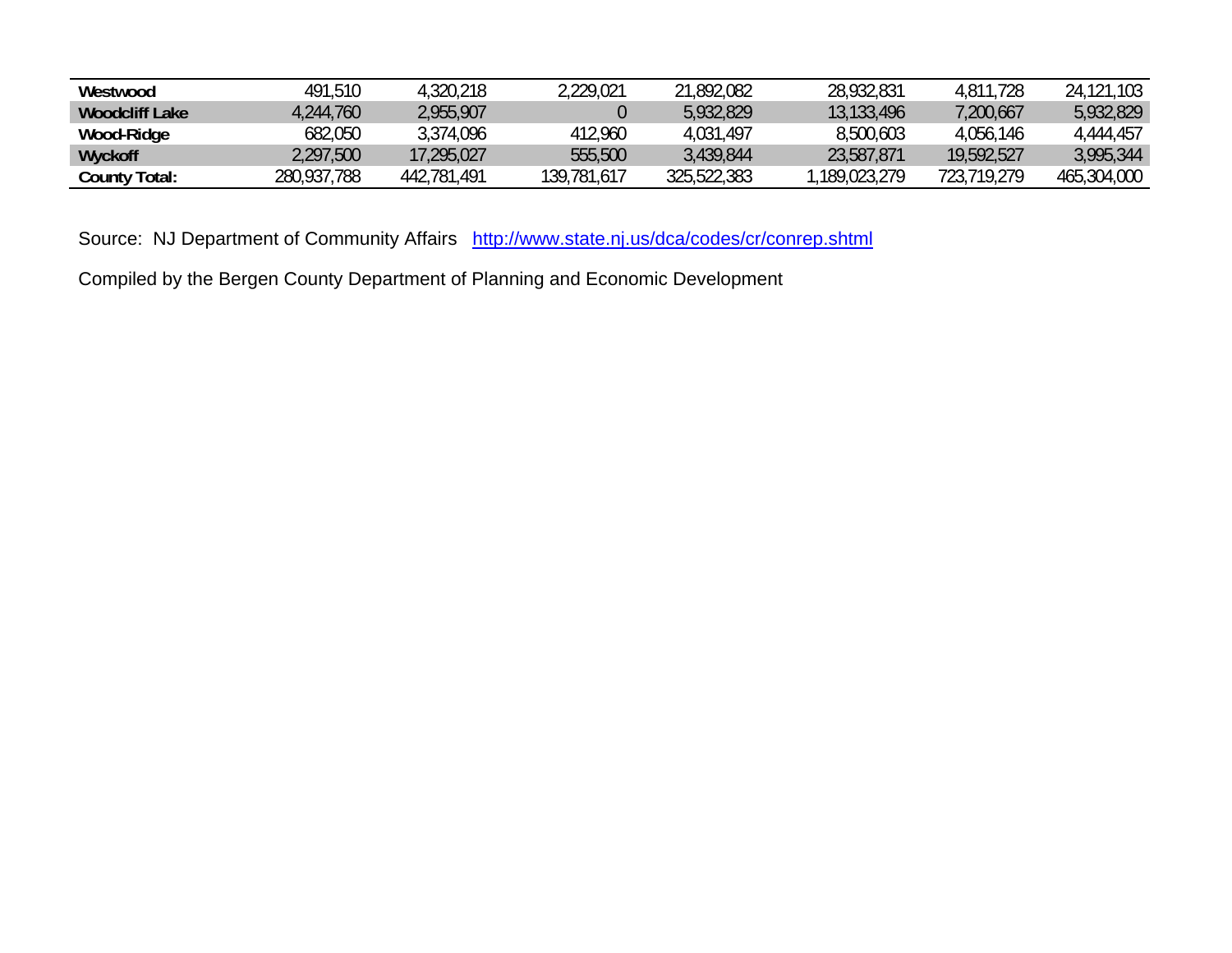| | | | | | | | |
|---|---|---|---|---|---|---|---|
| **Westwood** | 491,510 | 4,320,218 | 2,229,021 | 21,892,082 | 28,932,831 | 4,811,728 | 24,121,103 |
| **Woodcliff Lake** | 4,244,760 | 2,955,907 | 0 | 5,932,829 | 13,133,496 | 7,200,667 | 5,932,829 |
| **Wood-Ridge** | 682,050 | 3,374,096 | 412,960 | 4,031,497 | 8,500,603 | 4,056,146 | 4,444,457 |
| **Wyckoff** | 2,297,500 | 17,295,027 | 555,500 | 3,439,844 | 23,587,871 | 19,592,527 | 3,995,344 |
| **County Total:** | 280,937,788 | 442,781,491 | 139,781,617 | 325,522,383 | 1,189,023,279 | 723,719,279 | 465,304,000 |

Source: NJ Department of Community Affairs http://www.state.nj.us/dca/codes/cr/conrep.shtml

Compiled by the Bergen County Department of Planning and Economic Development